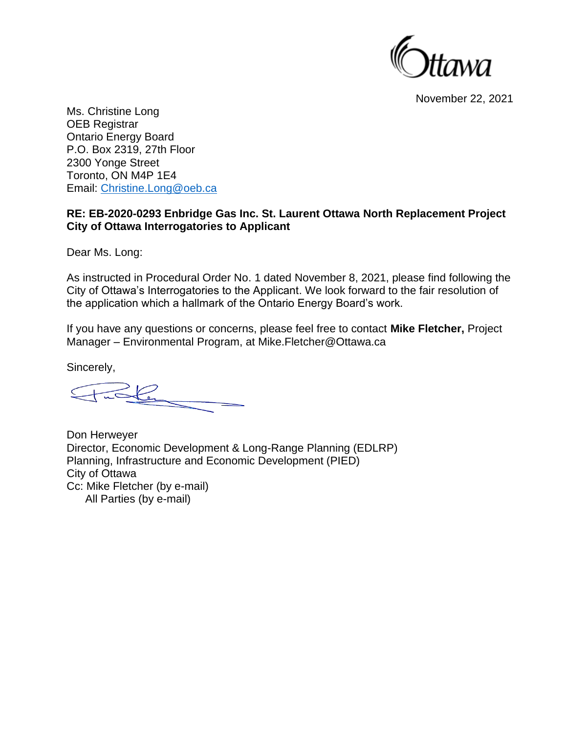Ottawa

November 22, 2021

Ms. Christine Long
OEB Registrar
Ontario Energy Board
P.O. Box 2319, 27th Floor
2300 Yonge Street
Toronto, ON M4P 1E4
Email: Christine.Long@oeb.ca

**RE: EB-2020-0293 Enbridge Gas Inc. St. Laurent Ottawa North Replacement Project City of Ottawa Interrogatories to Applicant**

Dear Ms. Long:

As instructed in Procedural Order No. 1 dated November 8, 2021, please find following the City of Ottawa's Interrogatories to the Applicant. We look forward to the fair resolution of the application which a hallmark of the Ontario Energy Board's work.

If you have any questions or concerns, please feel free to contact **Mike Fletcher,** Project Manager – Environmental Program, at Mike.Fletcher@Ottawa.ca

Sincerely,

Don Herweyer
Director, Economic Development & Long-Range Planning (EDLRP)
Planning, Infrastructure and Economic Development (PIED)
City of Ottawa
Cc: Mike Fletcher (by e-mail)
All Parties (by e-mail)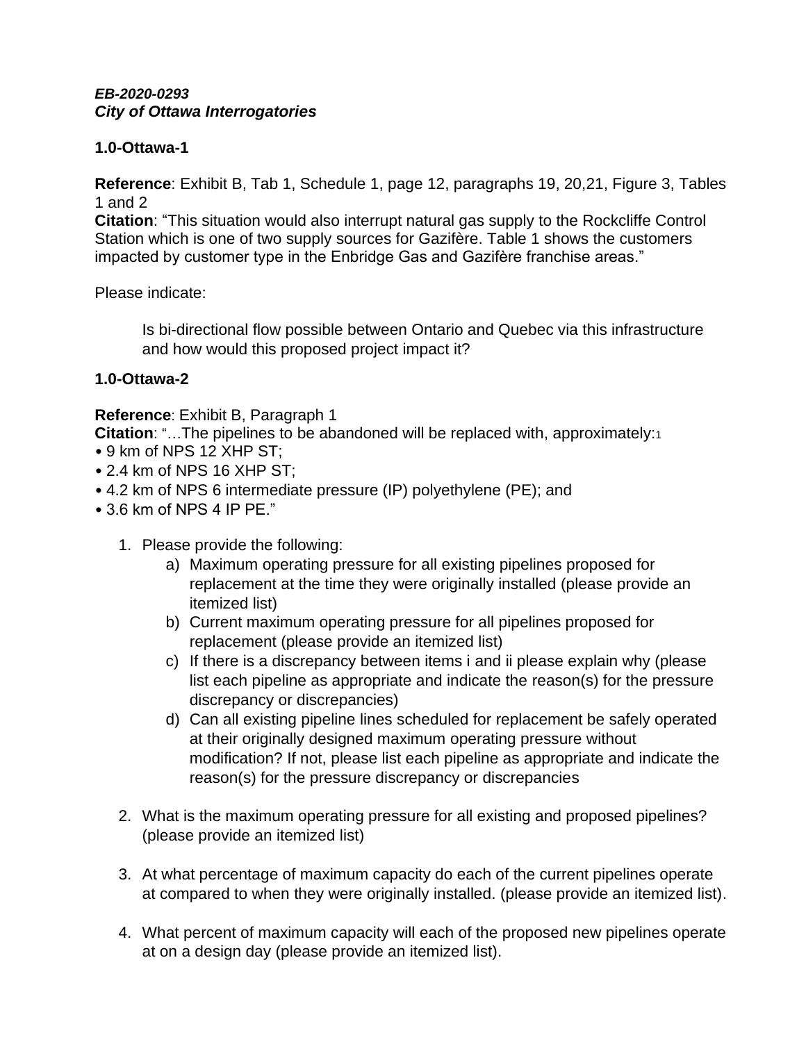***EB-2020-0293***
***City of Ottawa Interrogatories***

**1.0-Ottawa-1**

**Reference**: Exhibit B, Tab 1, Schedule 1, page 12, paragraphs 19, 20,21, Figure 3, Tables 1 and 2
**Citation**: "This situation would also interrupt natural gas supply to the Rockcliffe Control Station which is one of two supply sources for Gazifère. Table 1 shows the customers impacted by customer type in the Enbridge Gas and Gazifère franchise areas."

Please indicate:

> Is bi-directional flow possible between Ontario and Quebec via this infrastructure and how would this proposed project impact it?

**1.0-Ottawa-2**

**Reference**: Exhibit B, Paragraph 1
**Citation**: "…The pipelines to be abandoned will be replaced with, approximately:[1]
- 9 km of NPS 12 XHP ST;
- 2.4 km of NPS 16 XHP ST;
- 4.2 km of NPS 6 intermediate pressure (IP) polyethylene (PE); and
- 3.6 km of NPS 4 IP PE."

1. Please provide the following:
   a) Maximum operating pressure for all existing pipelines proposed for replacement at the time they were originally installed (please provide an itemized list)
   b) Current maximum operating pressure for all pipelines proposed for replacement (please provide an itemized list)
   c) If there is a discrepancy between items i and ii please explain why (please list each pipeline as appropriate and indicate the reason(s) for the pressure discrepancy or discrepancies)
   d) Can all existing pipeline lines scheduled for replacement be safely operated at their originally designed maximum operating pressure without modification? If not, please list each pipeline as appropriate and indicate the reason(s) for the pressure discrepancy or discrepancies

2. What is the maximum operating pressure for all existing and proposed pipelines? (please provide an itemized list)

3. At what percentage of maximum capacity do each of the current pipelines operate at compared to when they were originally installed. (please provide an itemized list).

4. What percent of maximum capacity will each of the proposed new pipelines operate at on a design day (please provide an itemized list).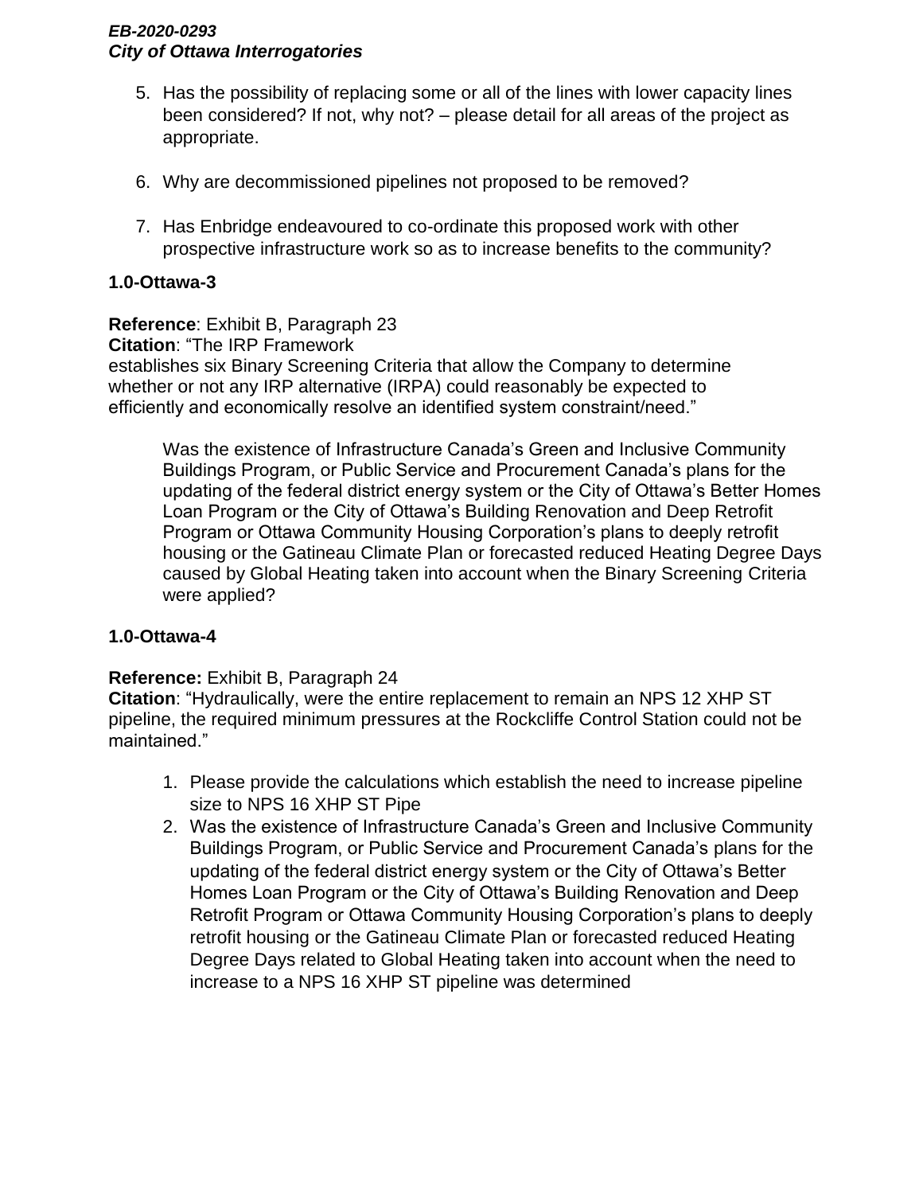5. Has the possibility of replacing some or all of the lines with lower capacity lines been considered? If not, why not? – please detail for all areas of the project as appropriate.

6. Why are decommissioned pipelines not proposed to be removed?

7. Has Enbridge endeavoured to co-ordinate this proposed work with other prospective infrastructure work so as to increase benefits to the community?

### 1.0-Ottawa-3

**Reference**: Exhibit B, Paragraph 23
**Citation**: "The IRP Framework establishes six Binary Screening Criteria that allow the Company to determine whether or not any IRP alternative (IRPA) could reasonably be expected to efficiently and economically resolve an identified system constraint/need."

Was the existence of Infrastructure Canada's Green and Inclusive Community Buildings Program, or Public Service and Procurement Canada's plans for the updating of the federal district energy system or the City of Ottawa's Better Homes Loan Program or the City of Ottawa's Building Renovation and Deep Retrofit Program or Ottawa Community Housing Corporation's plans to deeply retrofit housing or the Gatineau Climate Plan or forecasted reduced Heating Degree Days caused by Global Heating taken into account when the Binary Screening Criteria were applied?

### 1.0-Ottawa-4

**Reference:** Exhibit B, Paragraph 24
**Citation**: "Hydraulically, were the entire replacement to remain an NPS 12 XHP ST pipeline, the required minimum pressures at the Rockcliffe Control Station could not be maintained."

1. Please provide the calculations which establish the need to increase pipeline size to NPS 16 XHP ST Pipe
2. Was the existence of Infrastructure Canada's Green and Inclusive Community Buildings Program, or Public Service and Procurement Canada's plans for the updating of the federal district energy system or the City of Ottawa's Better Homes Loan Program or the City of Ottawa's Building Renovation and Deep Retrofit Program or Ottawa Community Housing Corporation's plans to deeply retrofit housing or the Gatineau Climate Plan or forecasted reduced Heating Degree Days related to Global Heating taken into account when the need to increase to a NPS 16 XHP ST pipeline was determined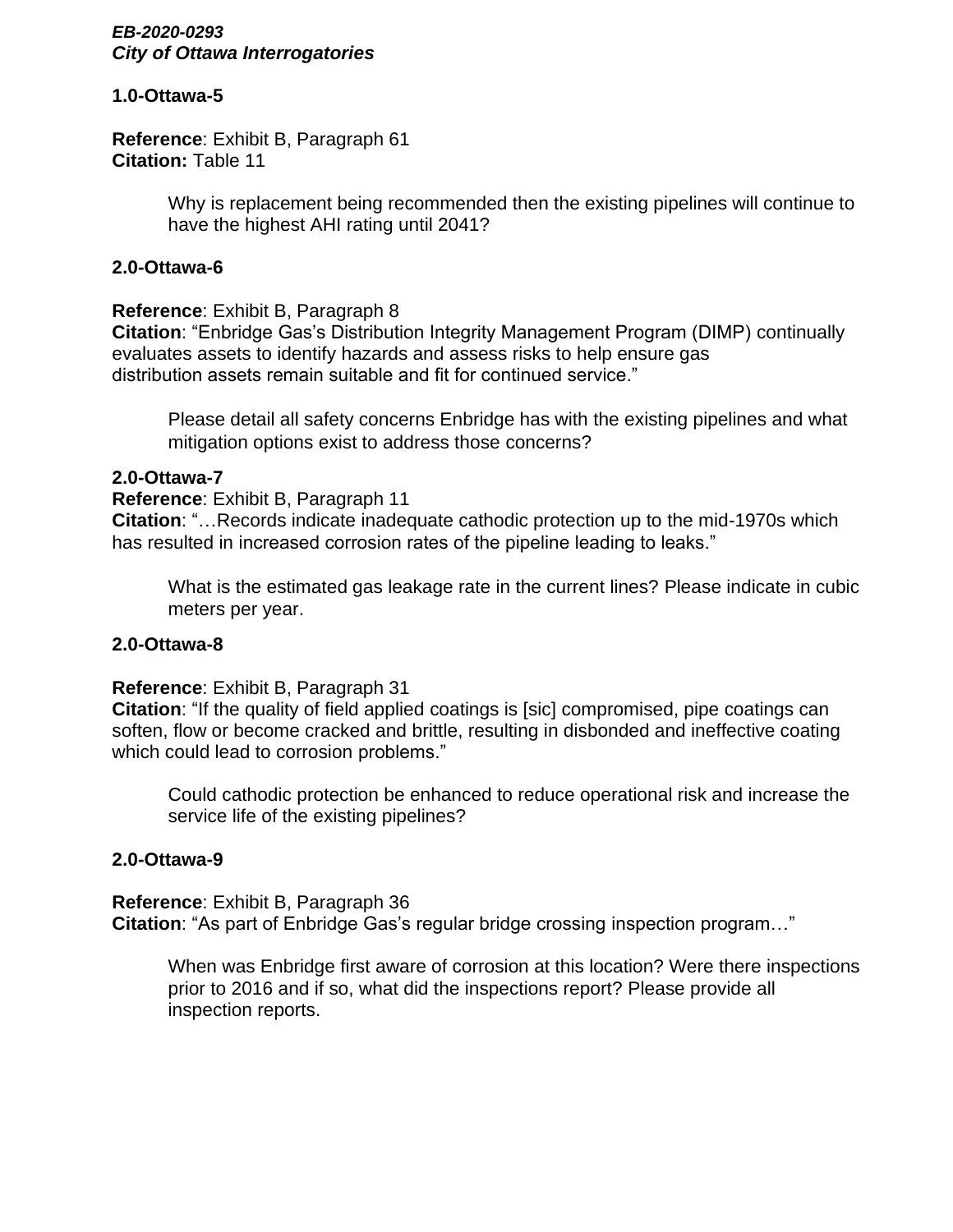***EB-2020-0293***
***City of Ottawa Interrogatories***

**1.0-Ottawa-5**

**Reference**: Exhibit B, Paragraph 61
**Citation:** Table 11

> Why is replacement being recommended then the existing pipelines will continue to have the highest AHI rating until 2041?

**2.0-Ottawa-6**

**Reference**: Exhibit B, Paragraph 8
**Citation**: "Enbridge Gas's Distribution Integrity Management Program (DIMP) continually evaluates assets to identify hazards and assess risks to help ensure gas distribution assets remain suitable and fit for continued service."

> Please detail all safety concerns Enbridge has with the existing pipelines and what mitigation options exist to address those concerns?

**2.0-Ottawa-7**

**Reference**: Exhibit B, Paragraph 11
**Citation**: "…Records indicate inadequate cathodic protection up to the mid-1970s which has resulted in increased corrosion rates of the pipeline leading to leaks."

> What is the estimated gas leakage rate in the current lines? Please indicate in cubic meters per year.

**2.0-Ottawa-8**

**Reference**: Exhibit B, Paragraph 31
**Citation**: "If the quality of field applied coatings is [sic] compromised, pipe coatings can soften, flow or become cracked and brittle, resulting in disbonded and ineffective coating which could lead to corrosion problems."

> Could cathodic protection be enhanced to reduce operational risk and increase the service life of the existing pipelines?

**2.0-Ottawa-9**

**Reference**: Exhibit B, Paragraph 36
**Citation**: "As part of Enbridge Gas's regular bridge crossing inspection program…"

> When was Enbridge first aware of corrosion at this location? Were there inspections prior to 2016 and if so, what did the inspections report? Please provide all inspection reports.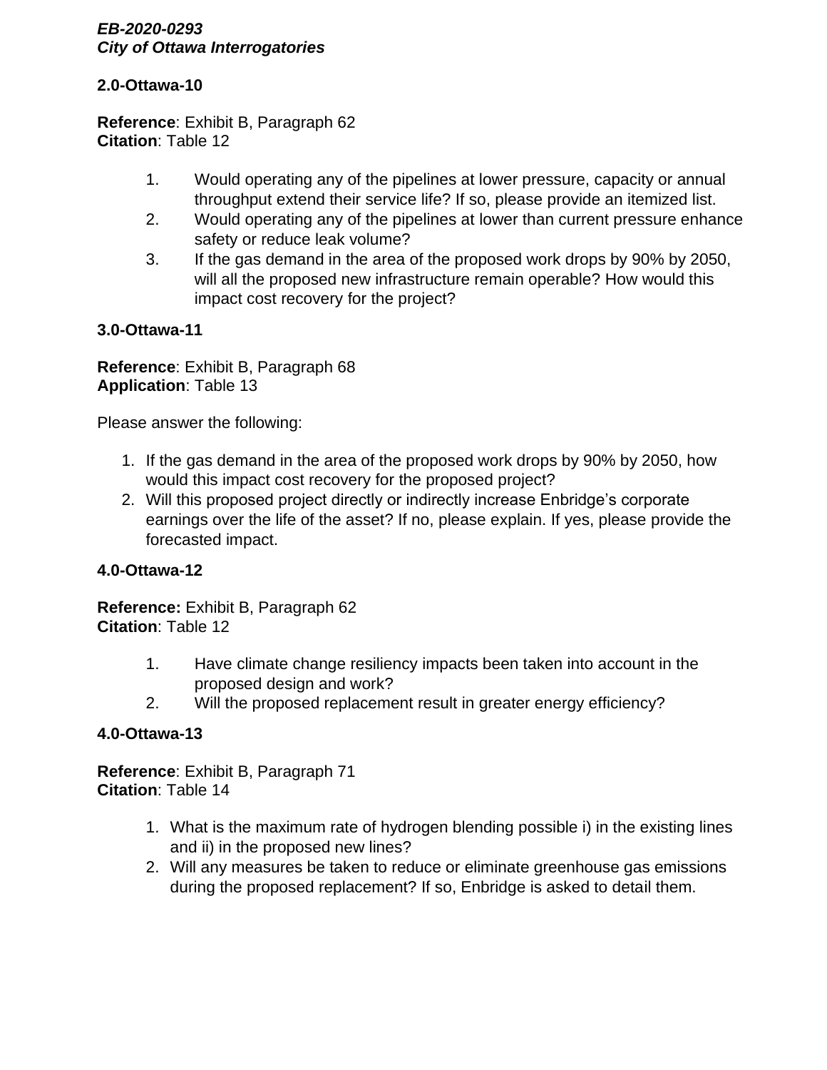*EB-2020-0293*
***City of Ottawa Interrogatories***

**2.0-Ottawa-10**

**Reference**: Exhibit B, Paragraph 62
**Citation**: Table 12

1. Would operating any of the pipelines at lower pressure, capacity or annual throughput extend their service life? If so, please provide an itemized list.
2. Would operating any of the pipelines at lower than current pressure enhance safety or reduce leak volume?
3. If the gas demand in the area of the proposed work drops by 90% by 2050, will all the proposed new infrastructure remain operable? How would this impact cost recovery for the project?

**3.0-Ottawa-11**

**Reference**: Exhibit B, Paragraph 68
**Application**: Table 13

Please answer the following:

1. If the gas demand in the area of the proposed work drops by 90% by 2050, how would this impact cost recovery for the proposed project?
2. Will this proposed project directly or indirectly increase Enbridge's corporate earnings over the life of the asset? If no, please explain. If yes, please provide the forecasted impact.

**4.0-Ottawa-12**

**Reference:** Exhibit B, Paragraph 62
**Citation**: Table 12

1. Have climate change resiliency impacts been taken into account in the proposed design and work?
2. Will the proposed replacement result in greater energy efficiency?

**4.0-Ottawa-13**

**Reference**: Exhibit B, Paragraph 71
**Citation**: Table 14

1. What is the maximum rate of hydrogen blending possible i) in the existing lines and ii) in the proposed new lines?
2. Will any measures be taken to reduce or eliminate greenhouse gas emissions during the proposed replacement? If so, Enbridge is asked to detail them.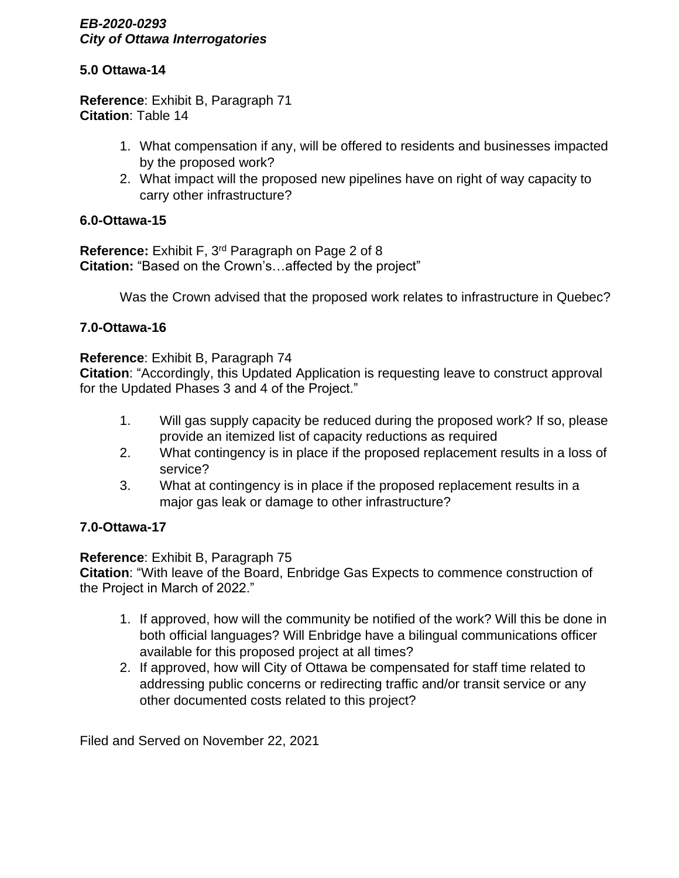***EB-2020-0293***
***City of Ottawa Interrogatories***

**5.0 Ottawa-14**

**Reference**: Exhibit B, Paragraph 71
**Citation**: Table 14

1. What compensation if any, will be offered to residents and businesses impacted by the proposed work?
2. What impact will the proposed new pipelines have on right of way capacity to carry other infrastructure?

**6.0-Ottawa-15**

**Reference:** Exhibit F, 3rd Paragraph on Page 2 of 8
**Citation:** "Based on the Crown's…affected by the project"

Was the Crown advised that the proposed work relates to infrastructure in Quebec?

**7.0-Ottawa-16**

**Reference**: Exhibit B, Paragraph 74
**Citation**: "Accordingly, this Updated Application is requesting leave to construct approval for the Updated Phases 3 and 4 of the Project."

1. Will gas supply capacity be reduced during the proposed work? If so, please provide an itemized list of capacity reductions as required
2. What contingency is in place if the proposed replacement results in a loss of service?
3. What at contingency is in place if the proposed replacement results in a major gas leak or damage to other infrastructure?

**7.0-Ottawa-17**

**Reference**: Exhibit B, Paragraph 75
**Citation**: "With leave of the Board, Enbridge Gas Expects to commence construction of the Project in March of 2022."

1. If approved, how will the community be notified of the work? Will this be done in both official languages? Will Enbridge have a bilingual communications officer available for this proposed project at all times?
2. If approved, how will City of Ottawa be compensated for staff time related to addressing public concerns or redirecting traffic and/or transit service or any other documented costs related to this project?

Filed and Served on November 22, 2021